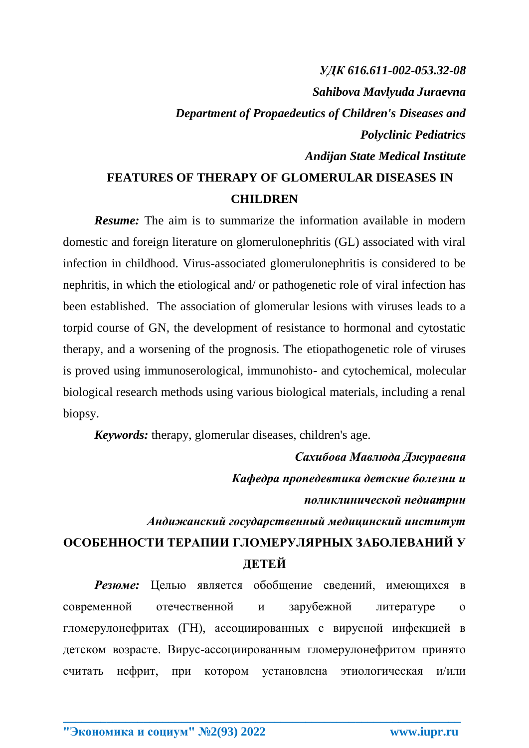*УДК 616.611-002-053.32-08*

***Sahibova Mavlyuda Juraevna***

***Department of Propaedeutics of Children's Diseases and Polyclinic Pediatrics***

***Andijan State Medical Institute***

# FEATURES OF THERAPY OF GLOMERULAR DISEASES IN CHILDREN

***Resume:*** The aim is to summarize the information available in modern domestic and foreign literature on glomerulonephritis (GL) associated with viral infection in childhood. Virus-associated glomerulonephritis is considered to be nephritis, in which the etiological and/ or pathogenetic role of viral infection has been established. The association of glomerular lesions with viruses leads to a torpid course of GN, the development of resistance to hormonal and cytostatic therapy, and a worsening of the prognosis. The etiopathogenetic role of viruses is proved using immunoserological, immunohisto- and cytochemical, molecular biological research methods using various biological materials, including a renal biopsy.

***Keywords:*** therapy, glomerular diseases, children's age.

***Сахибова Мавлюда Джураевна***

***Кафедра пропедевтика детские болезни и поликлинической педиатрии***

***Андижанский государственный медицинский институт***

# ОСОБЕННОСТИ ТЕРАПИИ ГЛОМЕРУЛЯРНЫХ ЗАБОЛЕВАНИЙ У ДЕТЕЙ

***Резюме:*** Целью является обобщение сведений, имеющихся в современной отечественной и зарубежной литературе о гломерулонефритах (ГН), ассоциированных с вирусной инфекцией в детском возрасте. Вирус-ассоциированным гломерулонефритом принято считать нефрит, при котором установлена этиологическая и/или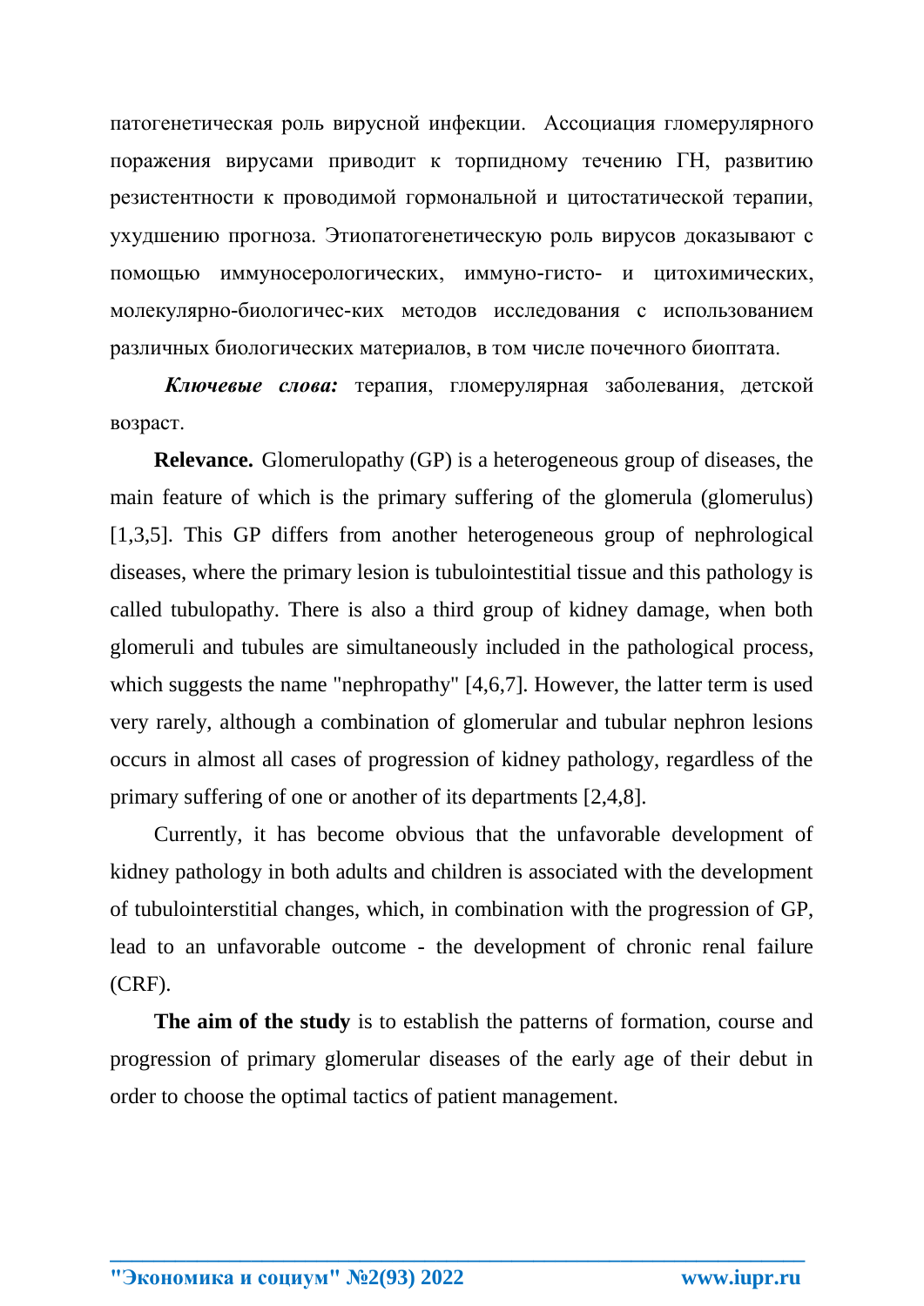патогенетическая роль вирусной инфекции. Ассоциация гломерулярного поражения вирусами приводит к торпидному течению ГН, развитию резистентности к проводимой гормональной и цитостатической терапии, ухудшению прогноза. Этиопатогенетическую роль вирусов доказывают с помощью иммуносерологических, иммуно-гисто- и цитохимических, молекулярно-биологичес-ких методов исследования с использованием различных биологических материалов, в том числе почечного биоптата.

***Ключевые слова:*** терапия, гломерулярная заболевания, детской возраст.

**Relevance.** Glomerulopathy (GP) is a heterogeneous group of diseases, the main feature of which is the primary suffering of the glomerula (glomerulus) [1,3,5]. This GP differs from another heterogeneous group of nephrological diseases, where the primary lesion is tubulointestitial tissue and this pathology is called tubulopathy. There is also a third group of kidney damage, when both glomeruli and tubules are simultaneously included in the pathological process, which suggests the name "nephropathy" [4,6,7]. However, the latter term is used very rarely, although a combination of glomerular and tubular nephron lesions occurs in almost all cases of progression of kidney pathology, regardless of the primary suffering of one or another of its departments [2,4,8].

Currently, it has become obvious that the unfavorable development of kidney pathology in both adults and children is associated with the development of tubulointerstitial changes, which, in combination with the progression of GP, lead to an unfavorable outcome - the development of chronic renal failure (CRF).

**The aim of the study** is to establish the patterns of formation, course and progression of primary glomerular diseases of the early age of their debut in order to choose the optimal tactics of patient management.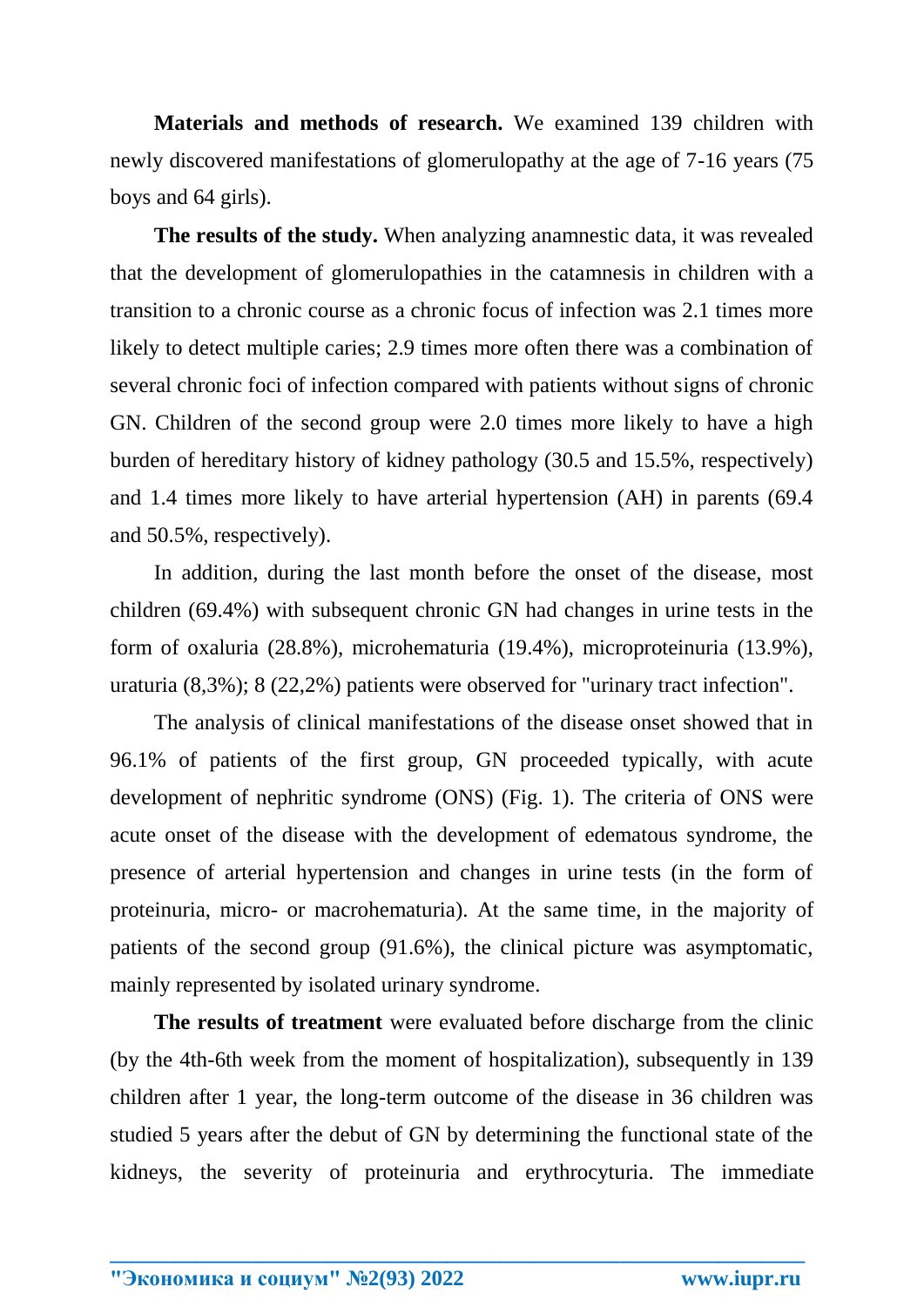**Materials and methods of research.** We examined 139 children with newly discovered manifestations of glomerulopathy at the age of 7-16 years (75 boys and 64 girls).

**The results of the study.** When analyzing anamnestic data, it was revealed that the development of glomerulopathies in the catamnesis in children with a transition to a chronic course as a chronic focus of infection was 2.1 times more likely to detect multiple caries; 2.9 times more often there was a combination of several chronic foci of infection compared with patients without signs of chronic GN. Children of the second group were 2.0 times more likely to have a high burden of hereditary history of kidney pathology (30.5 and 15.5%, respectively) and 1.4 times more likely to have arterial hypertension (AH) in parents (69.4 and 50.5%, respectively).

In addition, during the last month before the onset of the disease, most children (69.4%) with subsequent chronic GN had changes in urine tests in the form of oxaluria (28.8%), microhematuria (19.4%), microproteinuria (13.9%), uraturia (8,3%); 8 (22,2%) patients were observed for "urinary tract infection".

The analysis of clinical manifestations of the disease onset showed that in 96.1% of patients of the first group, GN proceeded typically, with acute development of nephritic syndrome (ONS) (Fig. 1). The criteria of ONS were acute onset of the disease with the development of edematous syndrome, the presence of arterial hypertension and changes in urine tests (in the form of proteinuria, micro- or macrohematuria). At the same time, in the majority of patients of the second group (91.6%), the clinical picture was asymptomatic, mainly represented by isolated urinary syndrome.

**The results of treatment** were evaluated before discharge from the clinic (by the 4th-6th week from the moment of hospitalization), subsequently in 139 children after 1 year, the long-term outcome of the disease in 36 children was studied 5 years after the debut of GN by determining the functional state of the kidneys, the severity of proteinuria and erythrocyturia. The immediate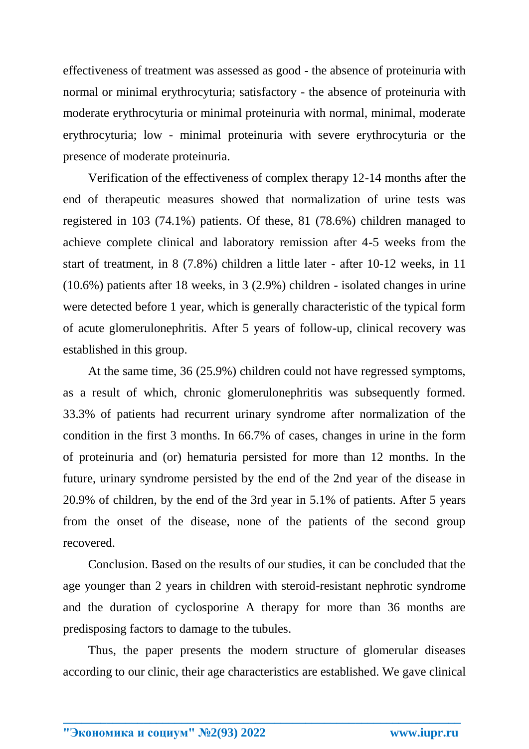effectiveness of treatment was assessed as good - the absence of proteinuria with normal or minimal erythrocyturia; satisfactory - the absence of proteinuria with moderate erythrocyturia or minimal proteinuria with normal, minimal, moderate erythrocyturia; low - minimal proteinuria with severe erythrocyturia or the presence of moderate proteinuria.

Verification of the effectiveness of complex therapy 12-14 months after the end of therapeutic measures showed that normalization of urine tests was registered in 103 (74.1%) patients. Of these, 81 (78.6%) children managed to achieve complete clinical and laboratory remission after 4-5 weeks from the start of treatment, in 8 (7.8%) children a little later - after 10-12 weeks, in 11 (10.6%) patients after 18 weeks, in 3 (2.9%) children - isolated changes in urine were detected before 1 year, which is generally characteristic of the typical form of acute glomerulonephritis. After 5 years of follow-up, clinical recovery was established in this group.

At the same time, 36 (25.9%) children could not have regressed symptoms, as a result of which, chronic glomerulonephritis was subsequently formed. 33.3% of patients had recurrent urinary syndrome after normalization of the condition in the first 3 months. In 66.7% of cases, changes in urine in the form of proteinuria and (or) hematuria persisted for more than 12 months. In the future, urinary syndrome persisted by the end of the 2nd year of the disease in 20.9% of children, by the end of the 3rd year in 5.1% of patients. After 5 years from the onset of the disease, none of the patients of the second group recovered.

Conclusion. Based on the results of our studies, it can be concluded that the age younger than 2 years in children with steroid-resistant nephrotic syndrome and the duration of cyclosporine A therapy for more than 36 months are predisposing factors to damage to the tubules.

Thus, the paper presents the modern structure of glomerular diseases according to our clinic, their age characteristics are established. We gave clinical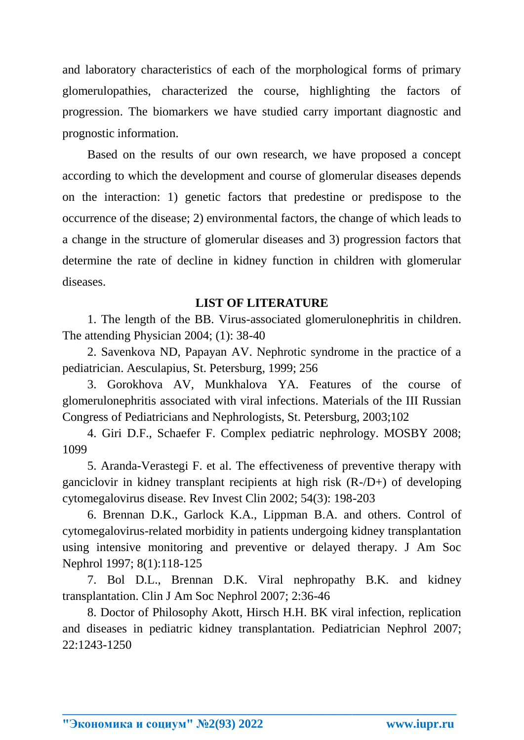and laboratory characteristics of each of the morphological forms of primary glomerulopathies, characterized the course, highlighting the factors of progression. The biomarkers we have studied carry important diagnostic and prognostic information.

Based on the results of our own research, we have proposed a concept according to which the development and course of glomerular diseases depends on the interaction: 1) genetic factors that predestine or predispose to the occurrence of the disease; 2) environmental factors, the change of which leads to a change in the structure of glomerular diseases and 3) progression factors that determine the rate of decline in kidney function in children with glomerular diseases.

**LIST OF LITERATURE**

1. The length of the BB. Virus-associated glomerulonephritis in children. The attending Physician 2004; (1): 38-40

2. Savenkova ND, Papayan AV. Nephrotic syndrome in the practice of a pediatrician. Aesculapius, St. Petersburg, 1999; 256

3. Gorokhova AV, Munkhalova YA. Features of the course of glomerulonephritis associated with viral infections. Materials of the III Russian Congress of Pediatricians and Nephrologists, St. Petersburg, 2003;102

4. Giri D.F., Schaefer F. Complex pediatric nephrology. MOSBY 2008; 1099

5. Aranda-Verastegi F. et al. The effectiveness of preventive therapy with ganciclovir in kidney transplant recipients at high risk (R-/D+) of developing cytomegalovirus disease. Rev Invest Clin 2002; 54(3): 198-203

6. Brennan D.K., Garlock K.A., Lippman B.A. and others. Control of cytomegalovirus-related morbidity in patients undergoing kidney transplantation using intensive monitoring and preventive or delayed therapy. J Am Soc Nephrol 1997; 8(1):118-125

7. Bol D.L., Brennan D.K. Viral nephropathy B.K. and kidney transplantation. Clin J Am Soc Nephrol 2007; 2:36-46

8. Doctor of Philosophy Akott, Hirsch H.H. BK viral infection, replication and diseases in pediatric kidney transplantation. Pediatrician Nephrol 2007; 22:1243-1250